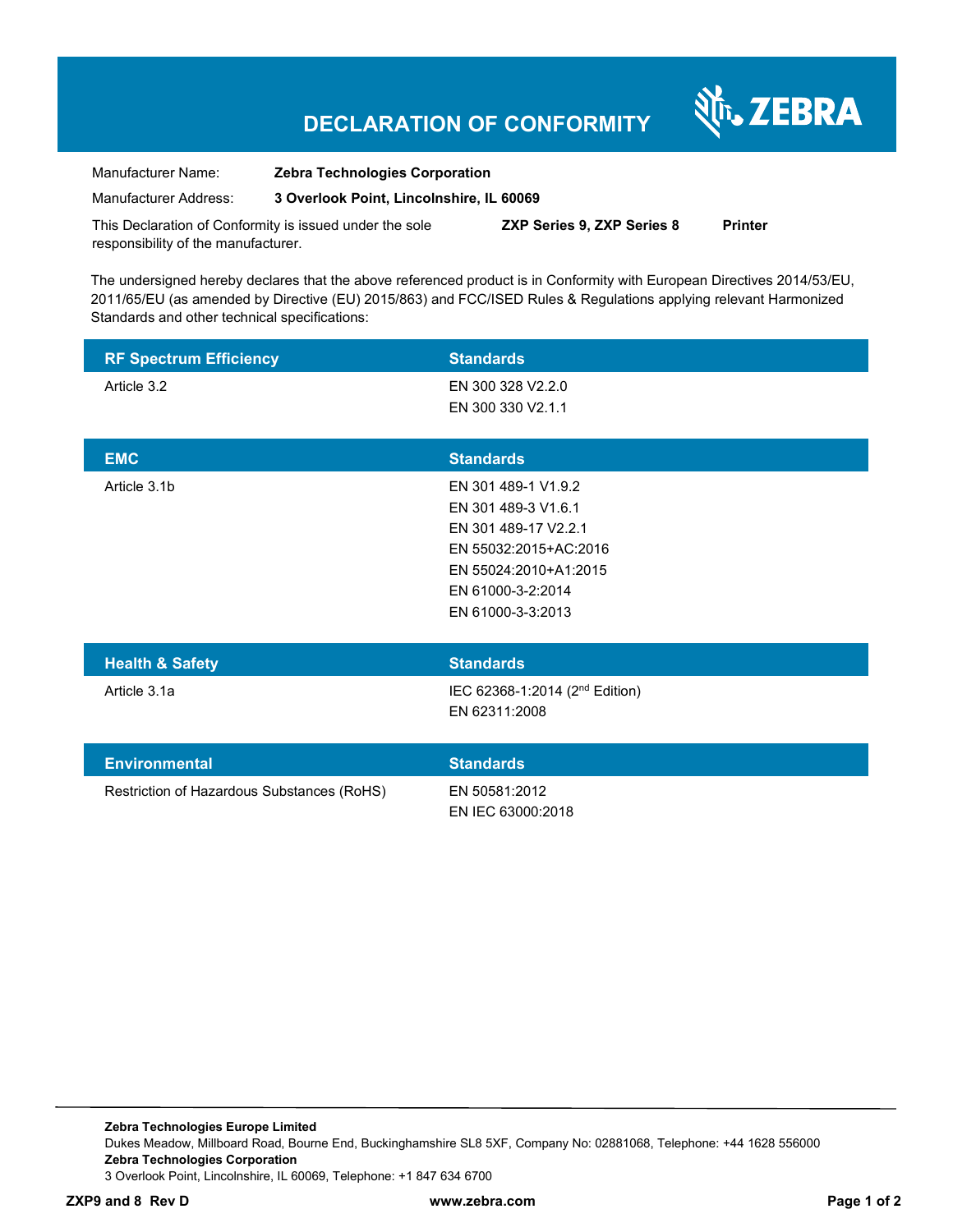# DECLARATION OF CONFORMITY

ZEBRA

| | |
|---|---|
| Manufacturer Name: | **Zebra Technologies Corporation** |
| Manufacturer Address: | **3 Overlook Point, Lincolnshire, IL 60069** |

This Declaration of Conformity is issued under the sole responsibility of the manufacturer. **ZXP Series 9, ZXP Series 8** **Printer**

The undersigned hereby declares that the above referenced product is in Conformity with European Directives 2014/53/EU, 2011/65/EU (as amended by Directive (EU) 2015/863) and FCC/ISED Rules & Regulations applying relevant Harmonized Standards and other technical specifications:

| RF Spectrum Efficiency | Standards |
|---|---|
| Article 3.2 | EN 300 328 V2.2.0<br>EN 300 330 V2.1.1 |

| EMC | Standards |
|---|---|
| Article 3.1b | EN 301 489-1 V1.9.2<br>EN 301 489-3 V1.6.1<br>EN 301 489-17 V2.2.1<br>EN 55032:2015+AC:2016<br>EN 55024:2010+A1:2015<br>EN 61000-3-2:2014<br>EN 61000-3-3:2013 |

| Health & Safety | Standards |
|---|---|
| Article 3.1a | IEC 62368-1:2014 (2nd Edition)<br>EN 62311:2008 |

| Environmental | Standards |
|---|---|
| Restriction of Hazardous Substances (RoHS) | EN 50581:2012<br>EN IEC 63000:2018 |

**Zebra Technologies Europe Limited**
Dukes Meadow, Millboard Road, Bourne End, Buckinghamshire SL8 5XF, Company No: 02881068, Telephone: +44 1628 556000
**Zebra Technologies Corporation**
3 Overlook Point, Lincolnshire, IL 60069, Telephone: +1 847 634 6700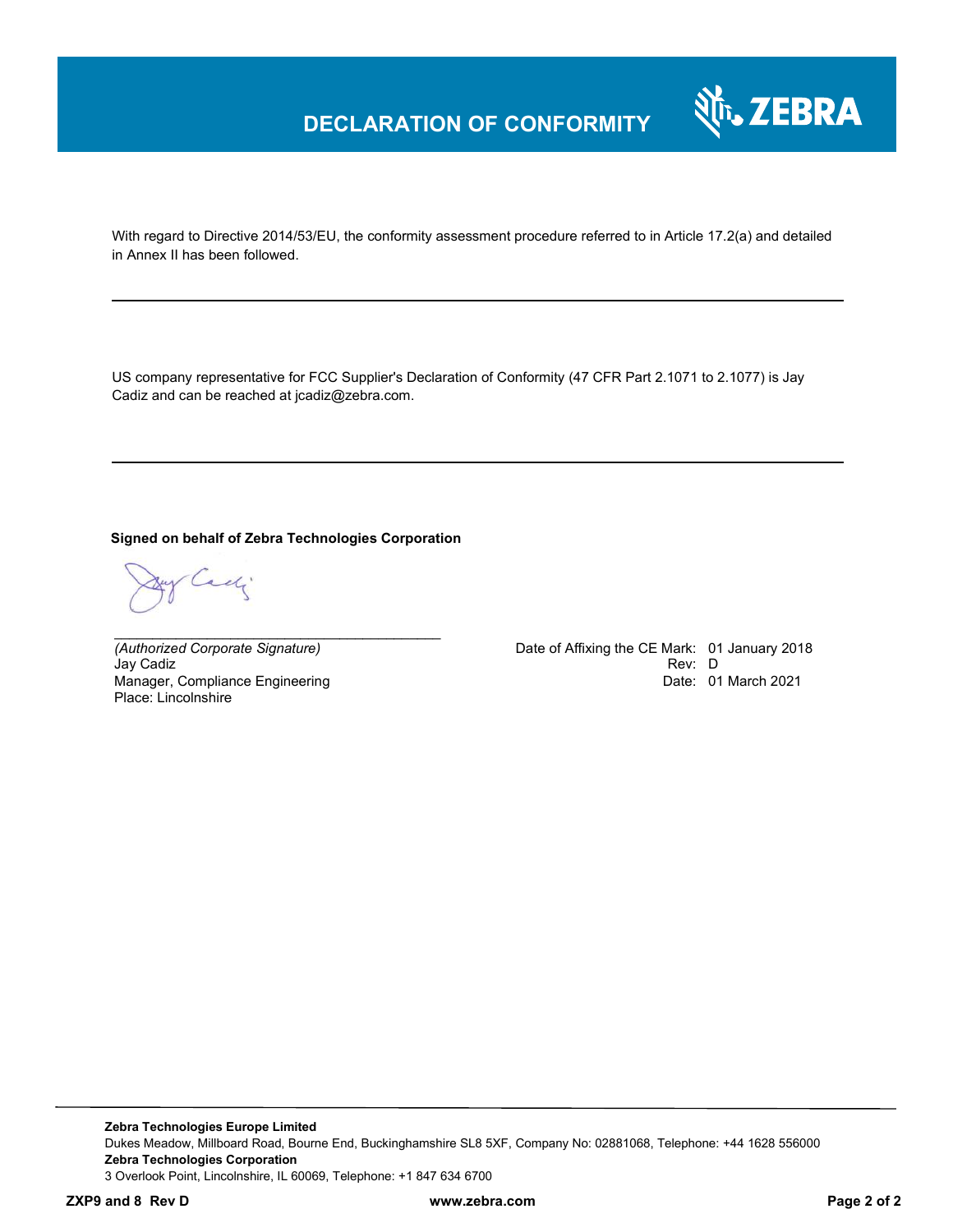# DECLARATION OF CONFORMITY

With regard to Directive 2014/53/EU, the conformity assessment procedure referred to in Article 17.2(a) and detailed in Annex II has been followed.

---

US company representative for FCC Supplier's Declaration of Conformity (47 CFR Part 2.1071 to 2.1077) is Jay Cadiz and can be reached at jcadiz@zebra.com.

---

**Signed on behalf of Zebra Technologies Corporation**

_(Authorized Corporate Signature)_
Jay Cadiz
Manager, Compliance Engineering
Place: Lincolnshire

Date of Affixing the CE Mark: 01 January 2018
Rev: D
Date: 01 March 2021

---

**Zebra Technologies Europe Limited**
Dukes Meadow, Millboard Road, Bourne End, Buckinghamshire SL8 5XF, Company No: 02881068, Telephone: +44 1628 556000
**Zebra Technologies Corporation**
3 Overlook Point, Lincolnshire, IL 60069, Telephone: +1 847 634 6700

**ZXP9 and 8 Rev D** **www.zebra.com**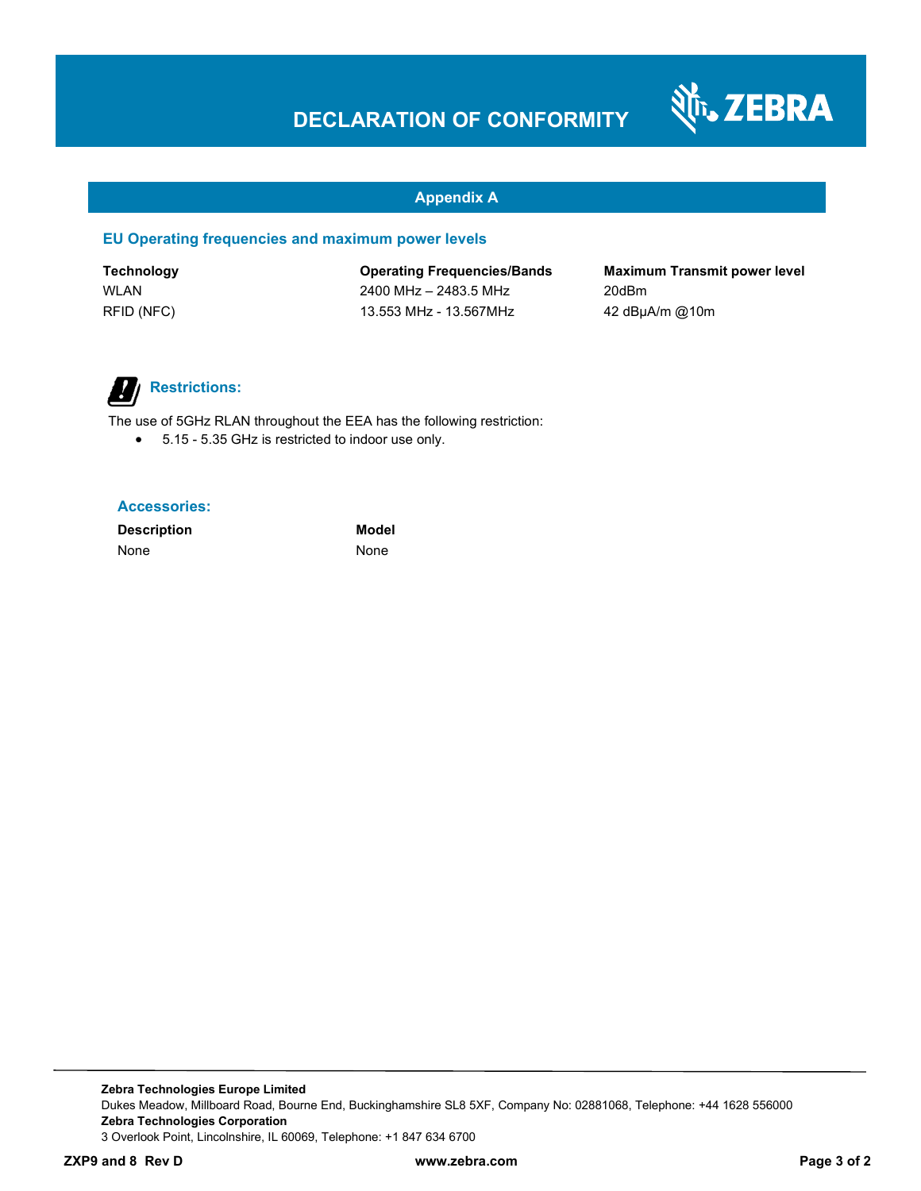# DECLARATION OF CONFORMITY

## Appendix A

### EU Operating frequencies and maximum power levels

| Technology | Operating Frequencies/Bands | Maximum Transmit power level |
|---|---|---|
| WLAN | 2400 MHz – 2483.5 MHz | 20dBm |
| RFID (NFC) | 13.553 MHz - 13.567MHz | 42 dBμA/m @10m |

### Restrictions:

The use of 5GHz RLAN throughout the EEA has the following restriction:

- 5.15 - 5.35 GHz is restricted to indoor use only.

### Accessories:

| Description | Model |
|---|---|
| None | None |

**Zebra Technologies Europe Limited**
Dukes Meadow, Millboard Road, Bourne End, Buckinghamshire SL8 5XF, Company No: 02881068, Telephone: +44 1628 556000
**Zebra Technologies Corporation**
3 Overlook Point, Lincolnshire, IL 60069, Telephone: +1 847 634 6700

**ZXP9 and 8 Rev D** **www.zebra.com**